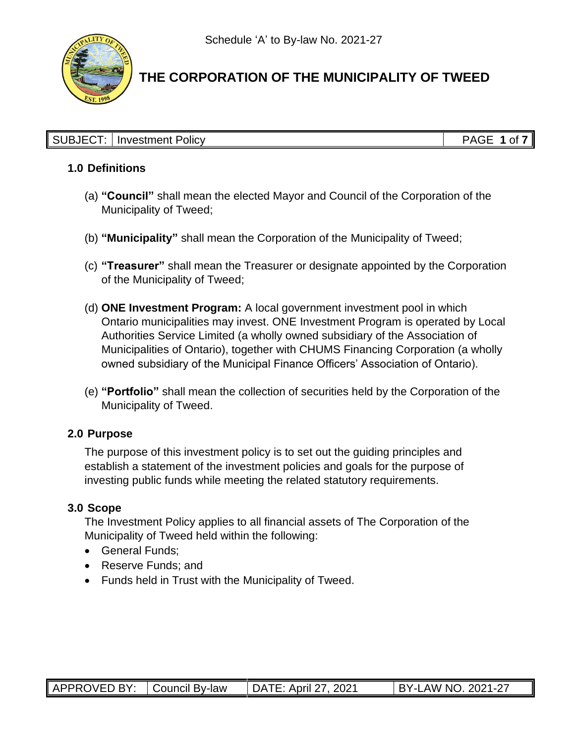Schedule ‘A’ to By-law No. 2021-27

# THE CORPORATION OF THE MUNICIPALITY OF TWEED

| SUBJECT: | Investment Policy |
| --- | --- |

## 1.0 Definitions

(a) **“Council”** shall mean the elected Mayor and Council of the Corporation of the Municipality of Tweed;

(b) **“Municipality”** shall mean the Corporation of the Municipality of Tweed;

(c) **“Treasurer”** shall mean the Treasurer or designate appointed by the Corporation of the Municipality of Tweed;

(d) **ONE Investment Program:** A local government investment pool in which Ontario municipalities may invest. ONE Investment Program is operated by Local Authorities Service Limited (a wholly owned subsidiary of the Association of Municipalities of Ontario), together with CHUMS Financing Corporation (a wholly owned subsidiary of the Municipal Finance Officers’ Association of Ontario).

(e) **“Portfolio”** shall mean the collection of securities held by the Corporation of the Municipality of Tweed.

## 2.0 Purpose

The purpose of this investment policy is to set out the guiding principles and establish a statement of the investment policies and goals for the purpose of investing public funds while meeting the related statutory requirements.

## 3.0 Scope

The Investment Policy applies to all financial assets of The Corporation of the Municipality of Tweed held within the following:

- General Funds;
- Reserve Funds; and
- Funds held in Trust with the Municipality of Tweed.

| APPROVED BY: | Council By-law | DATE: April 27, 2021 | BY-LAW NO. 2021-27 |
| --- | --- | --- | --- |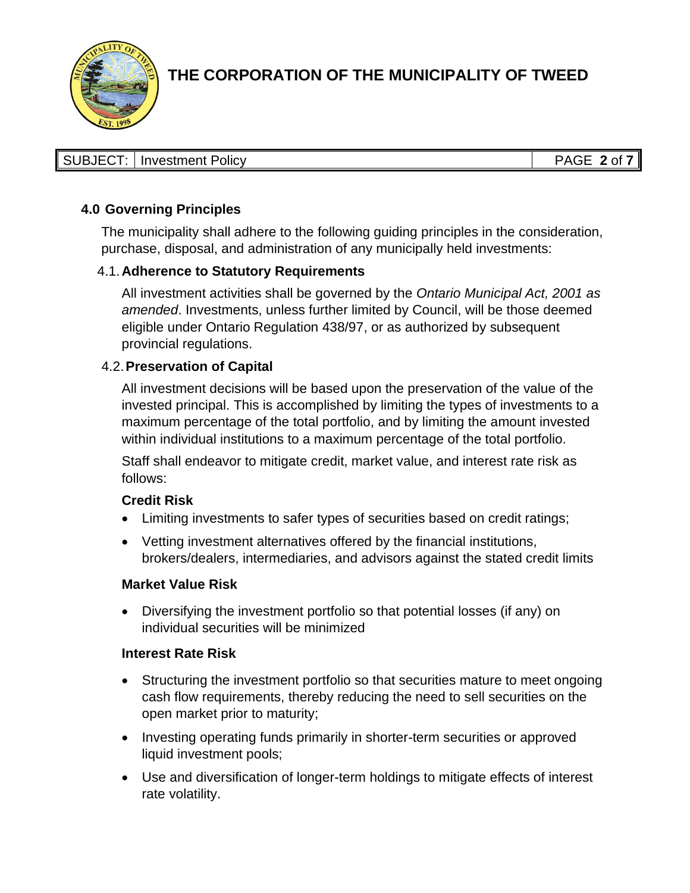## 4.0 Governing Principles

The municipality shall adhere to the following guiding principles in the consideration, purchase, disposal, and administration of any municipally held investments:

### 4.1. Adherence to Statutory Requirements

All investment activities shall be governed by the *Ontario Municipal Act, 2001 as amended*. Investments, unless further limited by Council, will be those deemed eligible under Ontario Regulation 438/97, or as authorized by subsequent provincial regulations.

### 4.2. Preservation of Capital

All investment decisions will be based upon the preservation of the value of the invested principal. This is accomplished by limiting the types of investments to a maximum percentage of the total portfolio, and by limiting the amount invested within individual institutions to a maximum percentage of the total portfolio.

Staff shall endeavor to mitigate credit, market value, and interest rate risk as follows:

**Credit Risk**

- Limiting investments to safer types of securities based on credit ratings;
- Vetting investment alternatives offered by the financial institutions, brokers/dealers, intermediaries, and advisors against the stated credit limits

**Market Value Risk**

- Diversifying the investment portfolio so that potential losses (if any) on individual securities will be minimized

**Interest Rate Risk**

- Structuring the investment portfolio so that securities mature to meet ongoing cash flow requirements, thereby reducing the need to sell securities on the open market prior to maturity;
- Investing operating funds primarily in shorter-term securities or approved liquid investment pools;
- Use and diversification of longer-term holdings to mitigate effects of interest rate volatility.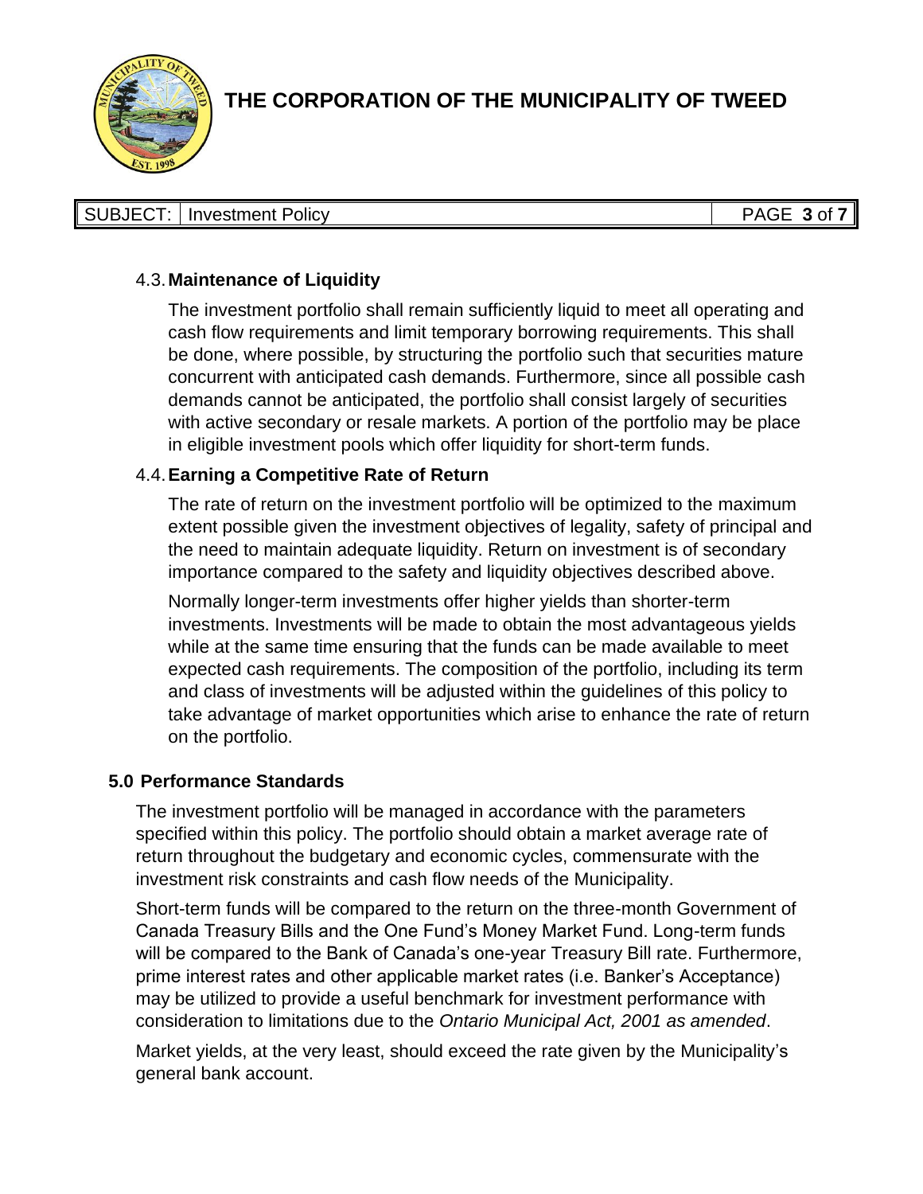### 4.3. Maintenance of Liquidity

The investment portfolio shall remain sufficiently liquid to meet all operating and cash flow requirements and limit temporary borrowing requirements. This shall be done, where possible, by structuring the portfolio such that securities mature concurrent with anticipated cash demands. Furthermore, since all possible cash demands cannot be anticipated, the portfolio shall consist largely of securities with active secondary or resale markets. A portion of the portfolio may be place in eligible investment pools which offer liquidity for short-term funds.

### 4.4. Earning a Competitive Rate of Return

The rate of return on the investment portfolio will be optimized to the maximum extent possible given the investment objectives of legality, safety of principal and the need to maintain adequate liquidity. Return on investment is of secondary importance compared to the safety and liquidity objectives described above.

Normally longer-term investments offer higher yields than shorter-term investments. Investments will be made to obtain the most advantageous yields while at the same time ensuring that the funds can be made available to meet expected cash requirements. The composition of the portfolio, including its term and class of investments will be adjusted within the guidelines of this policy to take advantage of market opportunities which arise to enhance the rate of return on the portfolio.

## 5.0 Performance Standards

The investment portfolio will be managed in accordance with the parameters specified within this policy. The portfolio should obtain a market average rate of return throughout the budgetary and economic cycles, commensurate with the investment risk constraints and cash flow needs of the Municipality.

Short-term funds will be compared to the return on the three-month Government of Canada Treasury Bills and the One Fund's Money Market Fund. Long-term funds will be compared to the Bank of Canada's one-year Treasury Bill rate. Furthermore, prime interest rates and other applicable market rates (i.e. Banker's Acceptance) may be utilized to provide a useful benchmark for investment performance with consideration to limitations due to the *Ontario Municipal Act, 2001 as amended*.

Market yields, at the very least, should exceed the rate given by the Municipality's general bank account.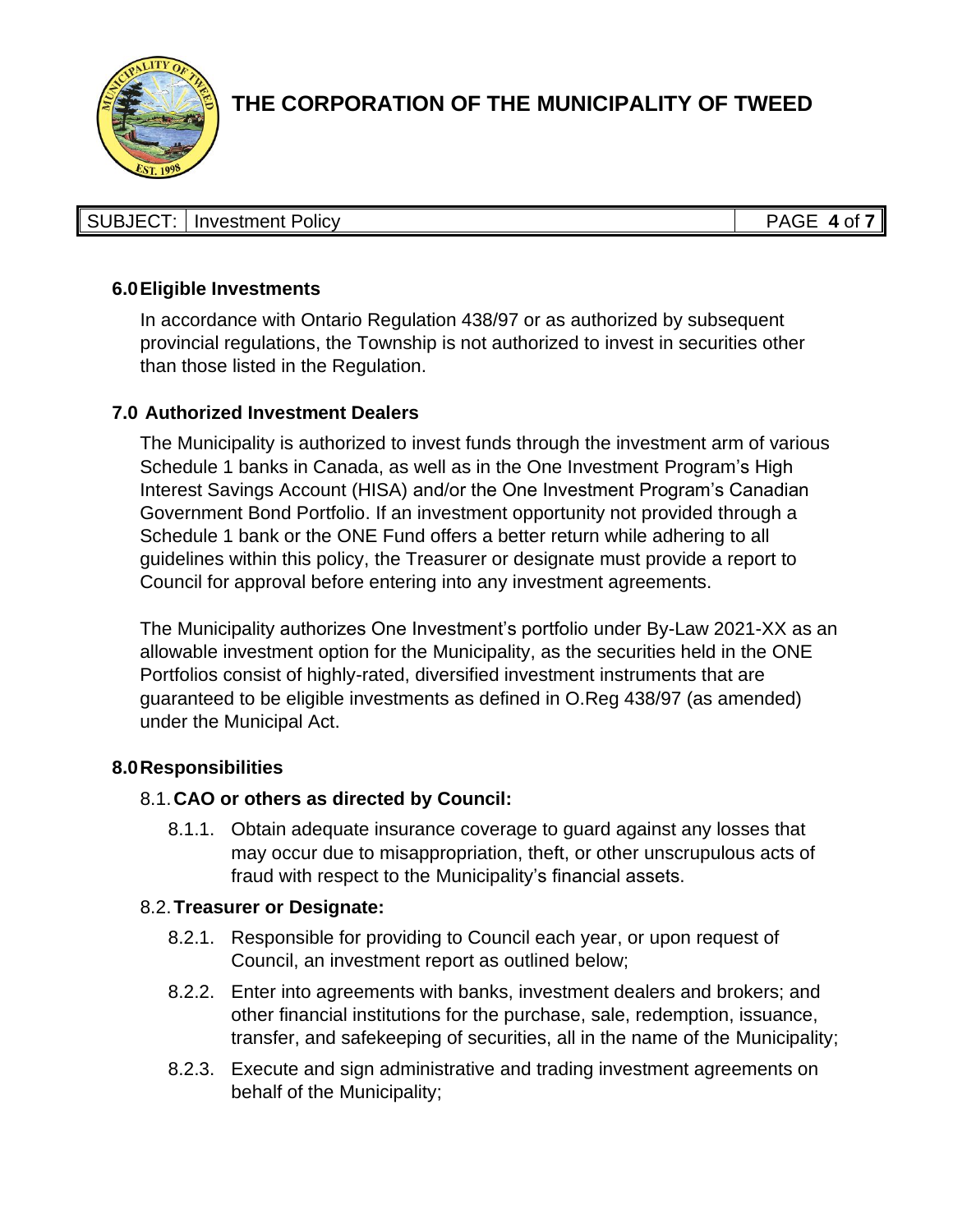## 6.0 Eligible Investments

In accordance with Ontario Regulation 438/97 or as authorized by subsequent provincial regulations, the Township is not authorized to invest in securities other than those listed in the Regulation.

## 7.0 Authorized Investment Dealers

The Municipality is authorized to invest funds through the investment arm of various Schedule 1 banks in Canada, as well as in the One Investment Program's High Interest Savings Account (HISA) and/or the One Investment Program's Canadian Government Bond Portfolio. If an investment opportunity not provided through a Schedule 1 bank or the ONE Fund offers a better return while adhering to all guidelines within this policy, the Treasurer or designate must provide a report to Council for approval before entering into any investment agreements.

The Municipality authorizes One Investment's portfolio under By-Law 2021-XX as an allowable investment option for the Municipality, as the securities held in the ONE Portfolios consist of highly-rated, diversified investment instruments that are guaranteed to be eligible investments as defined in O.Reg 438/97 (as amended) under the Municipal Act.

## 8.0 Responsibilities

### 8.1. CAO or others as directed by Council:

8.1.1. Obtain adequate insurance coverage to guard against any losses that may occur due to misappropriation, theft, or other unscrupulous acts of fraud with respect to the Municipality's financial assets.

### 8.2. Treasurer or Designate:

8.2.1. Responsible for providing to Council each year, or upon request of Council, an investment report as outlined below;

8.2.2. Enter into agreements with banks, investment dealers and brokers; and other financial institutions for the purchase, sale, redemption, issuance, transfer, and safekeeping of securities, all in the name of the Municipality;

8.2.3. Execute and sign administrative and trading investment agreements on behalf of the Municipality;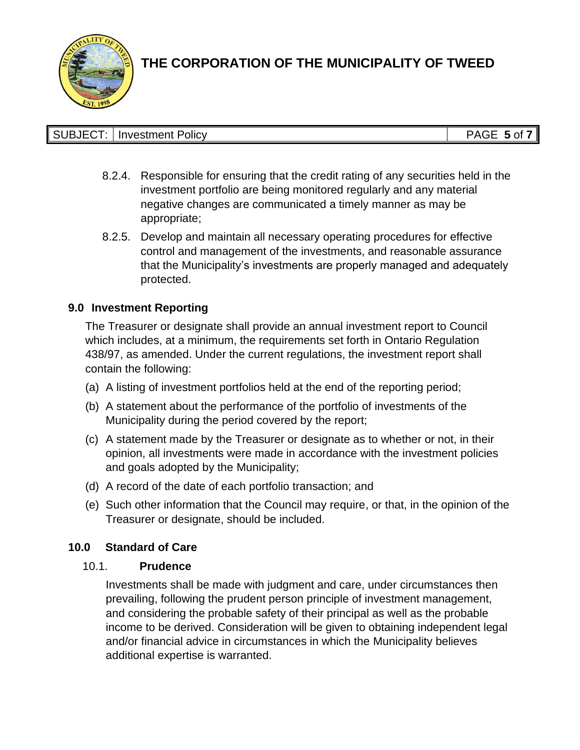8.2.4. Responsible for ensuring that the credit rating of any securities held in the investment portfolio are being monitored regularly and any material negative changes are communicated a timely manner as may be appropriate;

8.2.5. Develop and maintain all necessary operating procedures for effective control and management of the investments, and reasonable assurance that the Municipality's investments are properly managed and adequately protected.

## 9.0 Investment Reporting

The Treasurer or designate shall provide an annual investment report to Council which includes, at a minimum, the requirements set forth in Ontario Regulation 438/97, as amended. Under the current regulations, the investment report shall contain the following:

(a) A listing of investment portfolios held at the end of the reporting period;

(b) A statement about the performance of the portfolio of investments of the Municipality during the period covered by the report;

(c) A statement made by the Treasurer or designate as to whether or not, in their opinion, all investments were made in accordance with the investment policies and goals adopted by the Municipality;

(d) A record of the date of each portfolio transaction; and

(e) Such other information that the Council may require, or that, in the opinion of the Treasurer or designate, should be included.

## 10.0 Standard of Care

### 10.1. Prudence

Investments shall be made with judgment and care, under circumstances then prevailing, following the prudent person principle of investment management, and considering the probable safety of their principal as well as the probable income to be derived. Consideration will be given to obtaining independent legal and/or financial advice in circumstances in which the Municipality believes additional expertise is warranted.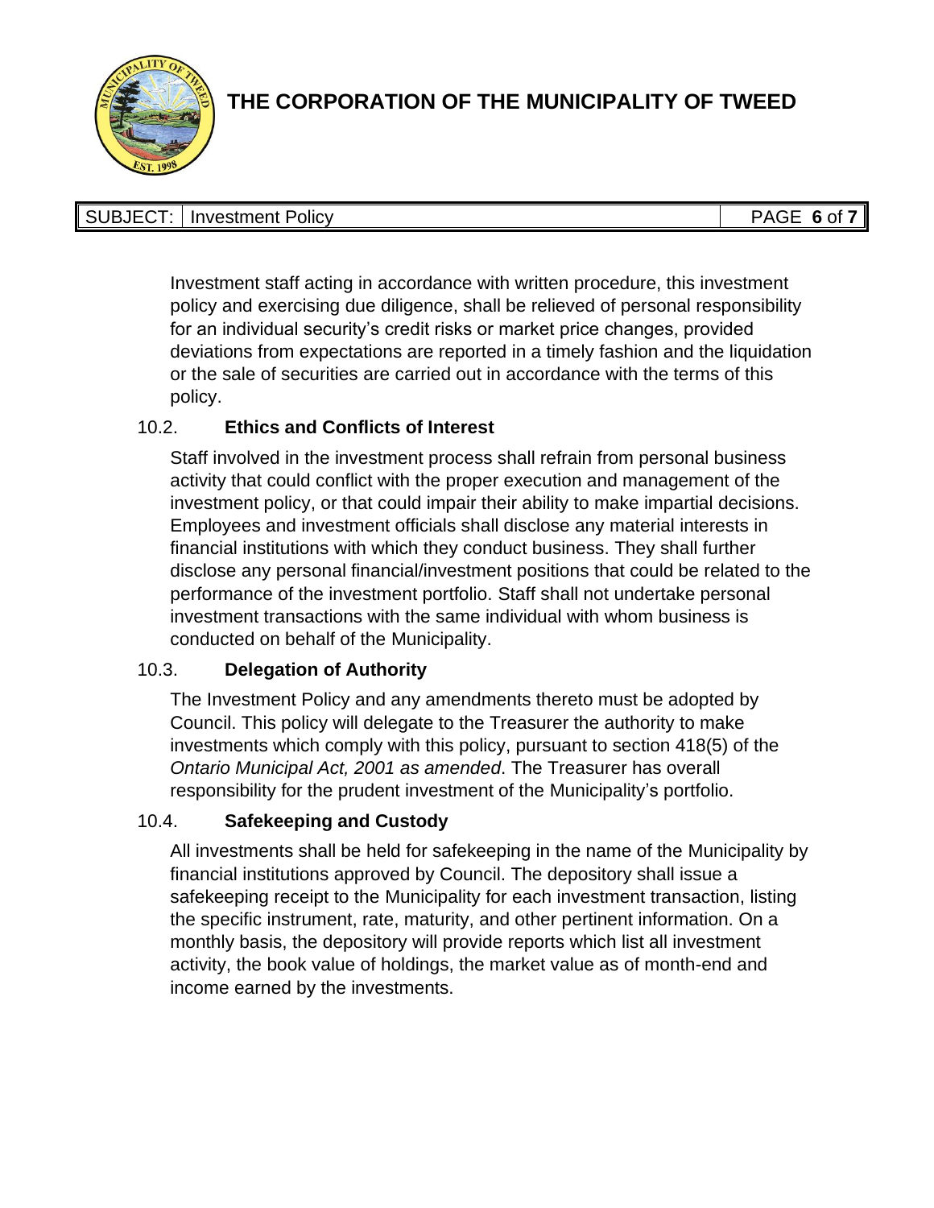Investment staff acting in accordance with written procedure, this investment policy and exercising due diligence, shall be relieved of personal responsibility for an individual security's credit risks or market price changes, provided deviations from expectations are reported in a timely fashion and the liquidation or the sale of securities are carried out in accordance with the terms of this policy.

### 10.2. Ethics and Conflicts of Interest

Staff involved in the investment process shall refrain from personal business activity that could conflict with the proper execution and management of the investment policy, or that could impair their ability to make impartial decisions. Employees and investment officials shall disclose any material interests in financial institutions with which they conduct business. They shall further disclose any personal financial/investment positions that could be related to the performance of the investment portfolio. Staff shall not undertake personal investment transactions with the same individual with whom business is conducted on behalf of the Municipality.

### 10.3. Delegation of Authority

The Investment Policy and any amendments thereto must be adopted by Council. This policy will delegate to the Treasurer the authority to make investments which comply with this policy, pursuant to section 418(5) of the *Ontario Municipal Act, 2001 as amended*. The Treasurer has overall responsibility for the prudent investment of the Municipality's portfolio.

### 10.4. Safekeeping and Custody

All investments shall be held for safekeeping in the name of the Municipality by financial institutions approved by Council. The depository shall issue a safekeeping receipt to the Municipality for each investment transaction, listing the specific instrument, rate, maturity, and other pertinent information. On a monthly basis, the depository will provide reports which list all investment activity, the book value of holdings, the market value as of month-end and income earned by the investments.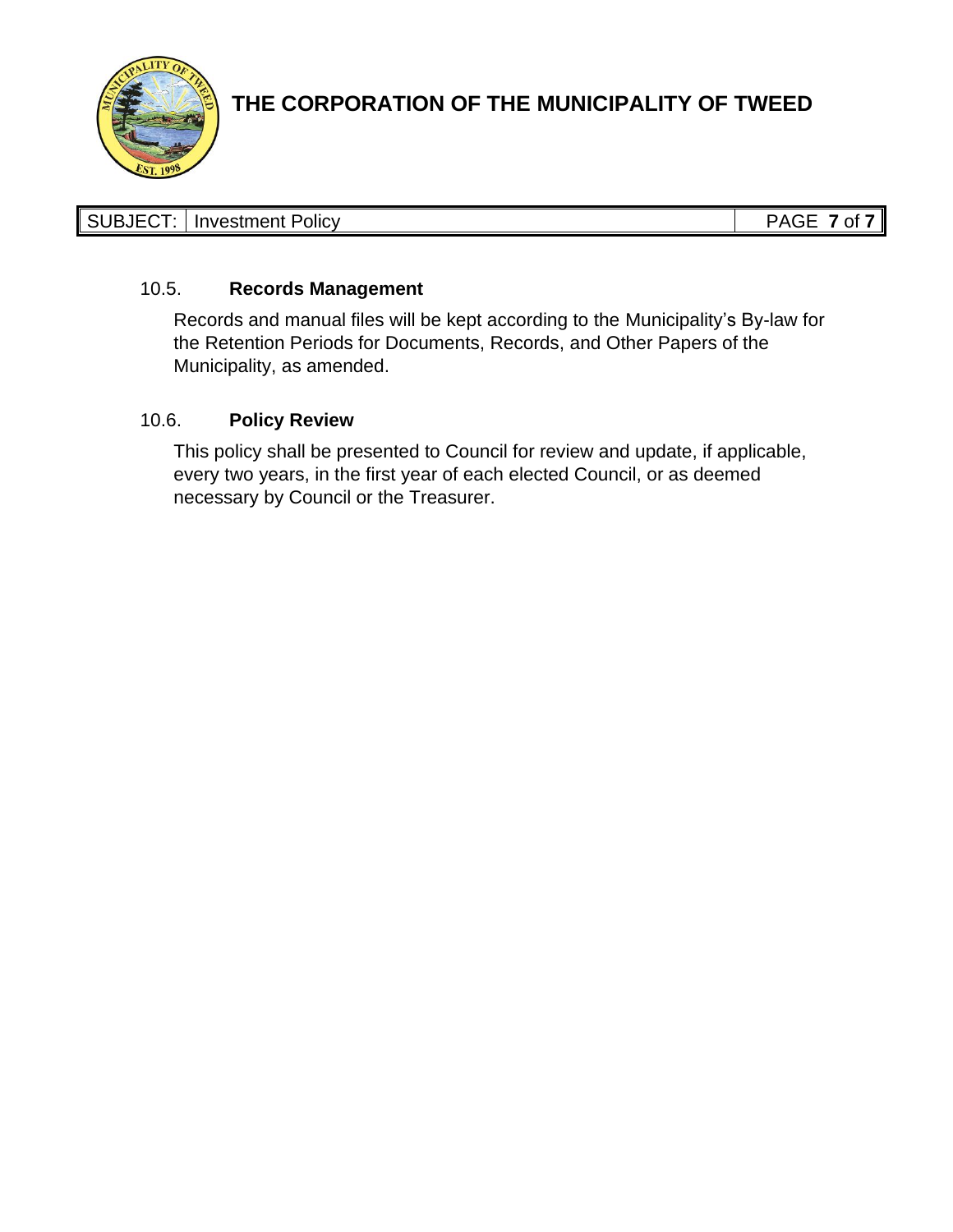### 10.5. Records Management

Records and manual files will be kept according to the Municipality's By-law for the Retention Periods for Documents, Records, and Other Papers of the Municipality, as amended.

### 10.6. Policy Review

This policy shall be presented to Council for review and update, if applicable, every two years, in the first year of each elected Council, or as deemed necessary by Council or the Treasurer.